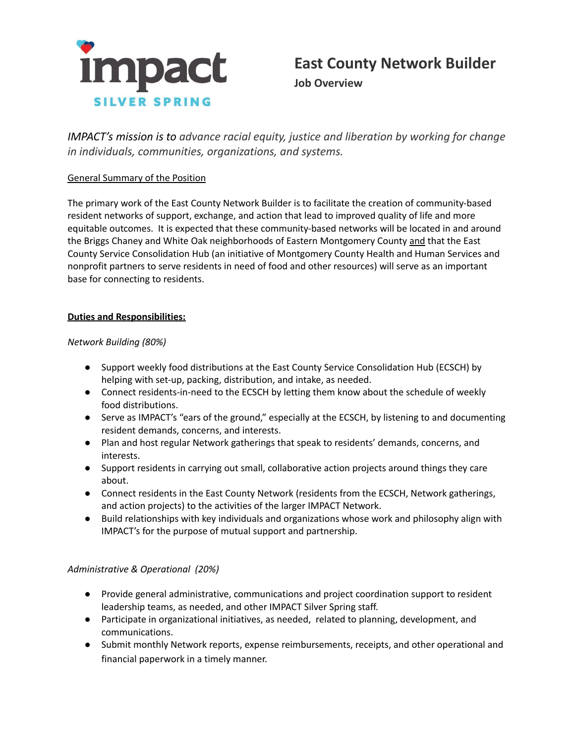# impact SILVER SPRING

# East County Network Builder

**Job Overview**

*IMPACT's mission is to advance racial equity, justice and liberation by working for change in individuals, communities, organizations, and systems.*

## General Summary of the Position

The primary work of the East County Network Builder is to facilitate the creation of community-based resident networks of support, exchange, and action that lead to improved quality of life and more equitable outcomes. It is expected that these community-based networks will be located in and around the Briggs Chaney and White Oak neighborhoods of Eastern Montgomery County and that the East County Service Consolidation Hub (an initiative of Montgomery County Health and Human Services and nonprofit partners to serve residents in need of food and other resources) will serve as an important base for connecting to residents.

## Duties and Responsibilities:

*Network Building (80%)*

- Support weekly food distributions at the East County Service Consolidation Hub (ECSCH) by helping with set-up, packing, distribution, and intake, as needed.
- Connect residents-in-need to the ECSCH by letting them know about the schedule of weekly food distributions.
- Serve as IMPACT's "ears of the ground," especially at the ECSCH, by listening to and documenting resident demands, concerns, and interests.
- Plan and host regular Network gatherings that speak to residents' demands, concerns, and interests.
- Support residents in carrying out small, collaborative action projects around things they care about.
- Connect residents in the East County Network (residents from the ECSCH, Network gatherings, and action projects) to the activities of the larger IMPACT Network.
- Build relationships with key individuals and organizations whose work and philosophy align with IMPACT's for the purpose of mutual support and partnership.

*Administrative & Operational (20%)*

- Provide general administrative, communications and project coordination support to resident leadership teams, as needed, and other IMPACT Silver Spring staff.
- Participate in organizational initiatives, as needed, related to planning, development, and communications.
- Submit monthly Network reports, expense reimbursements, receipts, and other operational and financial paperwork in a timely manner.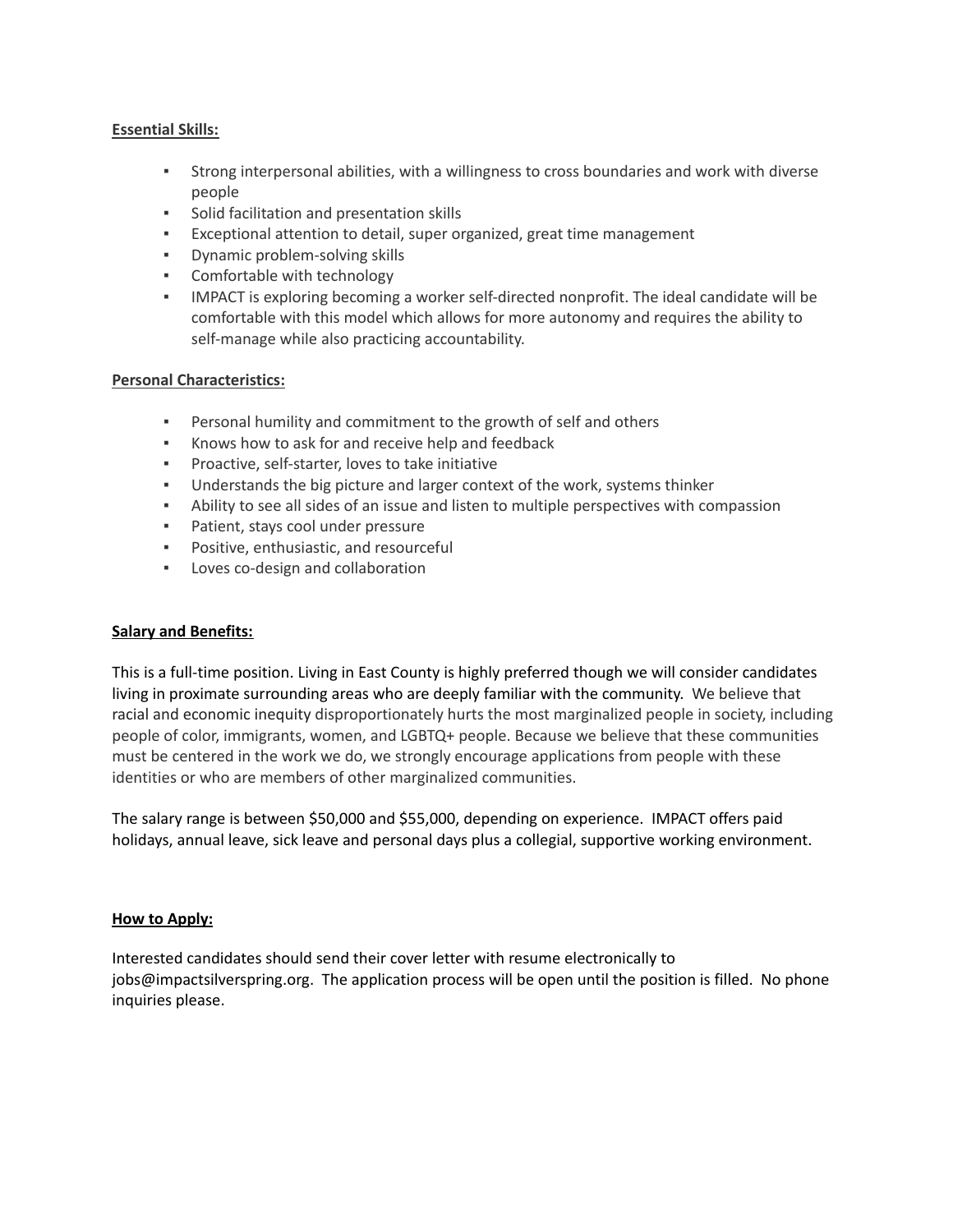**Essential Skills:**

- Strong interpersonal abilities, with a willingness to cross boundaries and work with diverse people
- Solid facilitation and presentation skills
- Exceptional attention to detail, super organized, great time management
- Dynamic problem-solving skills
- Comfortable with technology
- IMPACT is exploring becoming a worker self-directed nonprofit. The ideal candidate will be comfortable with this model which allows for more autonomy and requires the ability to self-manage while also practicing accountability.

**Personal Characteristics:**

- Personal humility and commitment to the growth of self and others
- Knows how to ask for and receive help and feedback
- Proactive, self-starter, loves to take initiative
- Understands the big picture and larger context of the work, systems thinker
- Ability to see all sides of an issue and listen to multiple perspectives with compassion
- Patient, stays cool under pressure
- Positive, enthusiastic, and resourceful
- Loves co-design and collaboration

**Salary and Benefits:**

This is a full-time position. Living in East County is highly preferred though we will consider candidates living in proximate surrounding areas who are deeply familiar with the community. We believe that racial and economic inequity disproportionately hurts the most marginalized people in society, including people of color, immigrants, women, and LGBTQ+ people. Because we believe that these communities must be centered in the work we do, we strongly encourage applications from people with these identities or who are members of other marginalized communities.

The salary range is between $50,000 and $55,000, depending on experience. IMPACT offers paid holidays, annual leave, sick leave and personal days plus a collegial, supportive working environment.

**How to Apply:**

Interested candidates should send their cover letter with resume electronically to jobs@impactsilverspring.org. The application process will be open until the position is filled. No phone inquiries please.